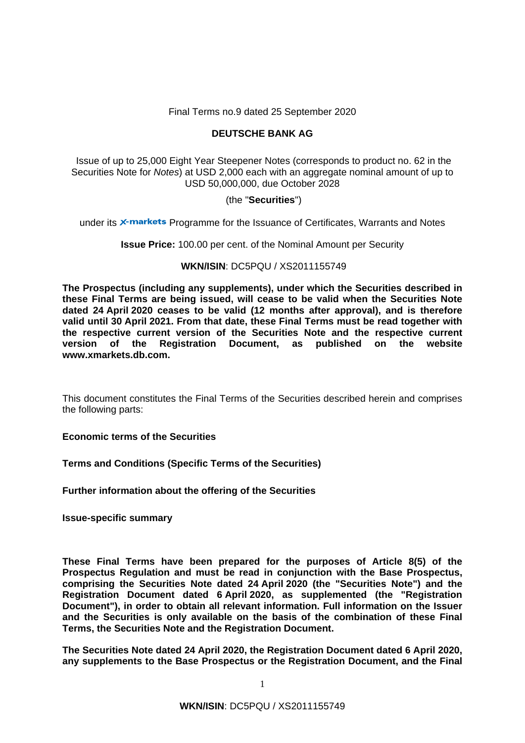Final Terms no.9 dated 25 September 2020

**DEUTSCHE BANK AG**

Issue of up to 25,000 Eight Year Steepener Notes (corresponds to product no. 62 in the Securities Note for *Notes*) at USD 2,000 each with an aggregate nominal amount of up to USD 50,000,000, due October 2028

(the "**Securities**")

under its X-markets Programme for the Issuance of Certificates, Warrants and Notes

**Issue Price:** 100.00 per cent. of the Nominal Amount per Security

**WKN/ISIN**: DC5PQU / XS2011155749

**The Prospectus (including any supplements), under which the Securities described in these Final Terms are being issued, will cease to be valid when the Securities Note dated 24 April 2020 ceases to be valid (12 months after approval), and is therefore valid until 30 April 2021. From that date, these Final Terms must be read together with the respective current version of the Securities Note and the respective current version of the Registration Document, as published on the website www.xmarkets.db.com.**

This document constitutes the Final Terms of the Securities described herein and comprises the following parts:

**Economic terms of the Securities**

**Terms and Conditions (Specific Terms of the Securities)**

**Further information about the offering of the Securities**

**Issue-specific summary**

**These Final Terms have been prepared for the purposes of Article 8(5) of the Prospectus Regulation and must be read in conjunction with the Base Prospectus, comprising the Securities Note dated 24 April 2020 (the "Securities Note") and the Registration Document dated 6 April 2020, as supplemented (the "Registration Document"), in order to obtain all relevant information. Full information on the Issuer and the Securities is only available on the basis of the combination of these Final Terms, the Securities Note and the Registration Document.**

**The Securities Note dated 24 April 2020, the Registration Document dated 6 April 2020, any supplements to the Base Prospectus or the Registration Document, and the Final**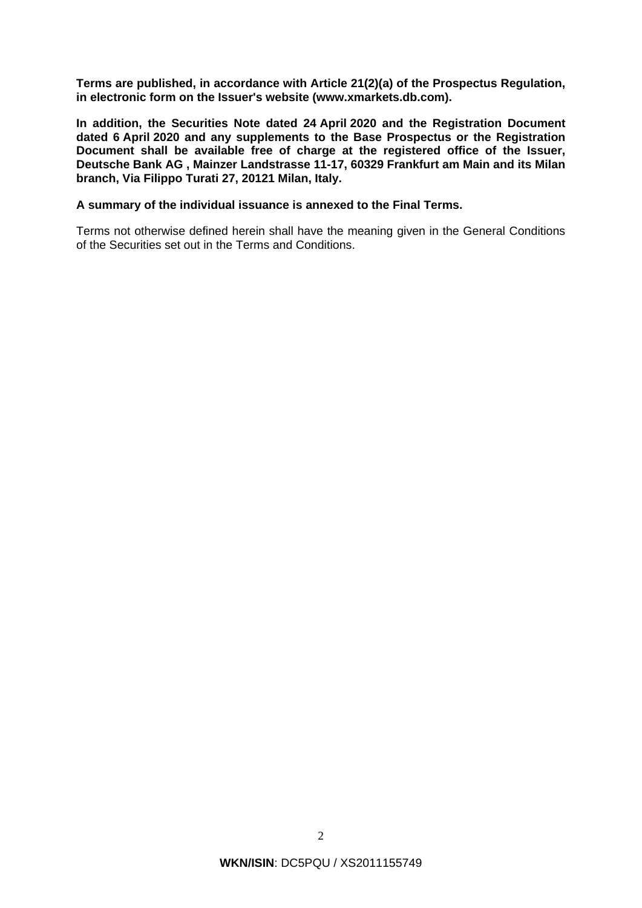**Terms are published, in accordance with Article 21(2)(a) of the Prospectus Regulation, in electronic form on the Issuer's website (www.xmarkets.db.com).**

**In addition, the Securities Note dated 24 April 2020 and the Registration Document dated 6 April 2020 and any supplements to the Base Prospectus or the Registration Document shall be available free of charge at the registered office of the Issuer, Deutsche Bank AG , Mainzer Landstrasse 11-17, 60329 Frankfurt am Main and its Milan branch, Via Filippo Turati 27, 20121 Milan, Italy.**

**A summary of the individual issuance is annexed to the Final Terms.**

Terms not otherwise defined herein shall have the meaning given in the General Conditions of the Securities set out in the Terms and Conditions.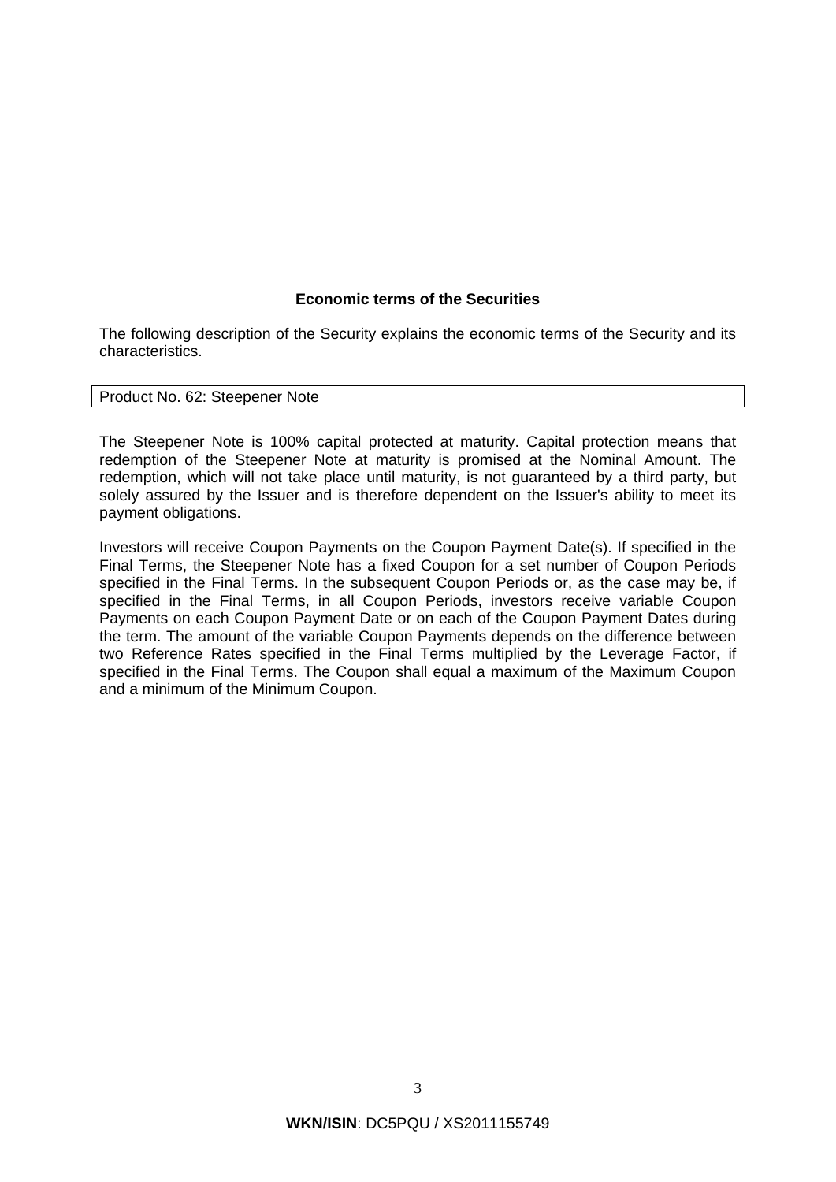## Economic terms of the Securities

The following description of the Security explains the economic terms of the Security and its characteristics.

| Product No. 62: Steepener Note |
|---|

The Steepener Note is 100% capital protected at maturity. Capital protection means that redemption of the Steepener Note at maturity is promised at the Nominal Amount. The redemption, which will not take place until maturity, is not guaranteed by a third party, but solely assured by the Issuer and is therefore dependent on the Issuer's ability to meet its payment obligations.

Investors will receive Coupon Payments on the Coupon Payment Date(s). If specified in the Final Terms, the Steepener Note has a fixed Coupon for a set number of Coupon Periods specified in the Final Terms. In the subsequent Coupon Periods or, as the case may be, if specified in the Final Terms, in all Coupon Periods, investors receive variable Coupon Payments on each Coupon Payment Date or on each of the Coupon Payment Dates during the term. The amount of the variable Coupon Payments depends on the difference between two Reference Rates specified in the Final Terms multiplied by the Leverage Factor, if specified in the Final Terms. The Coupon shall equal a maximum of the Maximum Coupon and a minimum of the Minimum Coupon.

**WKN/ISIN**: DC5PQU / XS2011155749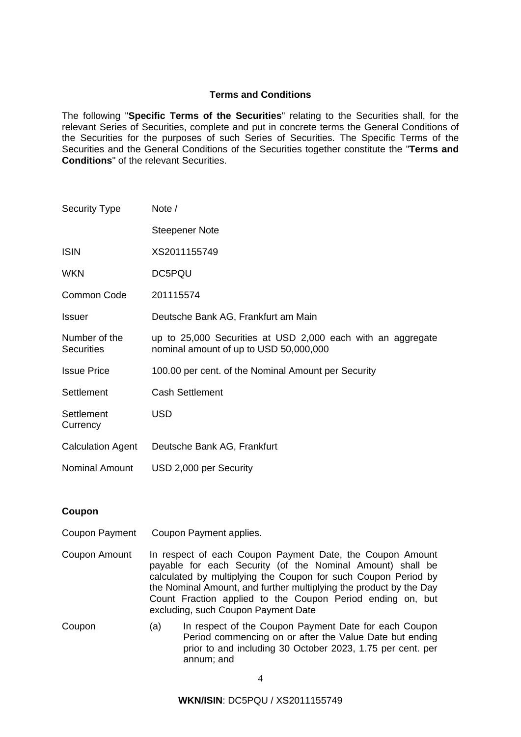## Terms and Conditions

The following "**Specific Terms of the Securities**" relating to the Securities shall, for the relevant Series of Securities, complete and put in concrete terms the General Conditions of the Securities for the purposes of such Series of Securities. The Specific Terms of the Securities and the General Conditions of the Securities together constitute the "**Terms and Conditions**" of the relevant Securities.

| | |
|---|---|
| Security Type | Note / Steepener Note |
| ISIN | XS2011155749 |
| WKN | DC5PQU |
| Common Code | 201115574 |
| Issuer | Deutsche Bank AG, Frankfurt am Main |
| Number of the Securities | up to 25,000 Securities at USD 2,000 each with an aggregate nominal amount of up to USD 50,000,000 |
| Issue Price | 100.00 per cent. of the Nominal Amount per Security |
| Settlement | Cash Settlement |
| Settlement Currency | USD |
| Calculation Agent | Deutsche Bank AG, Frankfurt |
| Nominal Amount | USD 2,000 per Security |

**Coupon**

| | |
|---|---|
| Coupon Payment | Coupon Payment applies. |
| Coupon Amount | In respect of each Coupon Payment Date, the Coupon Amount payable for each Security (of the Nominal Amount) shall be calculated by multiplying the Coupon for such Coupon Period by the Nominal Amount, and further multiplying the product by the Day Count Fraction applied to the Coupon Period ending on, but excluding, such Coupon Payment Date |
| Coupon | (a) In respect of the Coupon Payment Date for each Coupon Period commencing on or after the Value Date but ending prior to and including 30 October 2023, 1.75 per cent. per annum; and |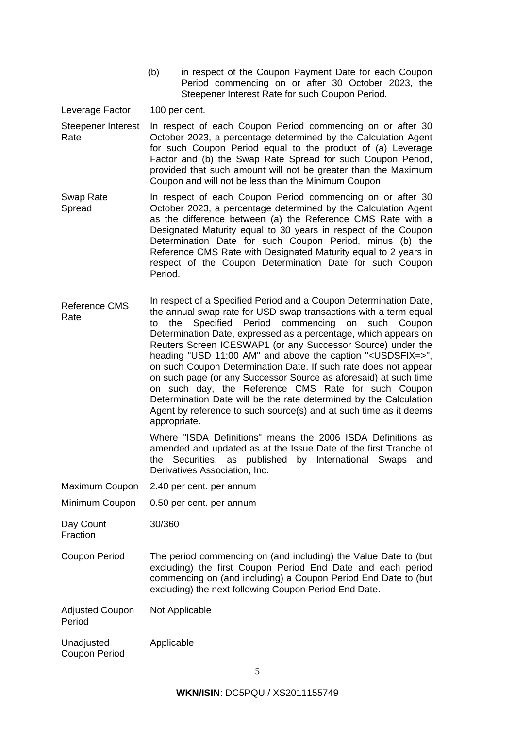|  |  |
|---|---|
|  | (b) in respect of the Coupon Payment Date for each Coupon Period commencing on or after 30 October 2023, the Steepener Interest Rate for such Coupon Period. |
| Leverage Factor | 100 per cent. |
| Steepener Interest Rate | In respect of each Coupon Period commencing on or after 30 October 2023, a percentage determined by the Calculation Agent for such Coupon Period equal to the product of (a) Leverage Factor and (b) the Swap Rate Spread for such Coupon Period, provided that such amount will not be greater than the Maximum Coupon and will not be less than the Minimum Coupon |
| Swap Rate Spread | In respect of each Coupon Period commencing on or after 30 October 2023, a percentage determined by the Calculation Agent as the difference between (a) the Reference CMS Rate with a Designated Maturity equal to 30 years in respect of the Coupon Determination Date for such Coupon Period, minus (b) the Reference CMS Rate with Designated Maturity equal to 2 years in respect of the Coupon Determination Date for such Coupon Period. |
| Reference CMS Rate | In respect of a Specified Period and a Coupon Determination Date, the annual swap rate for USD swap transactions with a term equal to the Specified Period commencing on such Coupon Determination Date, expressed as a percentage, which appears on Reuters Screen ICESWAP1 (or any Successor Source) under the heading "USD 11:00 AM" and above the caption "<USDSFIX=>", on such Coupon Determination Date. If such rate does not appear on such page (or any Successor Source as aforesaid) at such time on such day, the Reference CMS Rate for such Coupon Determination Date will be the rate determined by the Calculation Agent by reference to such source(s) and at such time as it deems appropriate.<br><br>Where "ISDA Definitions" means the 2006 ISDA Definitions as amended and updated as at the Issue Date of the first Tranche of the Securities, as published by International Swaps and Derivatives Association, Inc. |
| Maximum Coupon | 2.40 per cent. per annum |
| Minimum Coupon | 0.50 per cent. per annum |
| Day Count Fraction | 30/360 |
| Coupon Period | The period commencing on (and including) the Value Date to (but excluding) the first Coupon Period End Date and each period commencing on (and including) a Coupon Period End Date to (but excluding) the next following Coupon Period End Date. |
| Adjusted Coupon Period | Not Applicable |
| Unadjusted Coupon Period | Applicable |

**WKN/ISIN**: DC5PQU / XS2011155749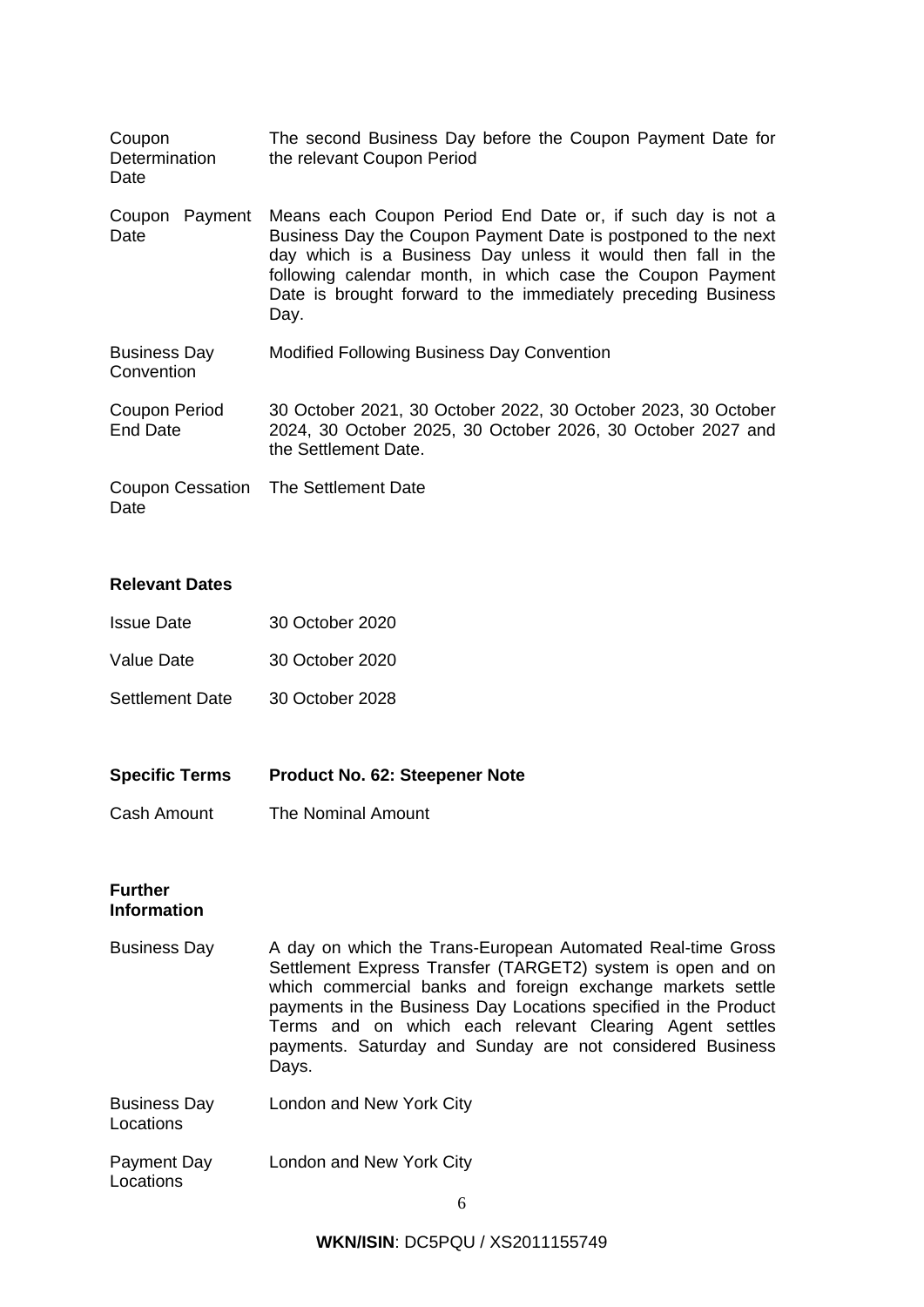| | |
|---|---|
| Coupon Determination Date | The second Business Day before the Coupon Payment Date for the relevant Coupon Period |
| Coupon Payment Date | Means each Coupon Period End Date or, if such day is not a Business Day the Coupon Payment Date is postponed to the next day which is a Business Day unless it would then fall in the following calendar month, in which case the Coupon Payment Date is brought forward to the immediately preceding Business Day. |
| Business Day Convention | Modified Following Business Day Convention |
| Coupon Period End Date | 30 October 2021, 30 October 2022, 30 October 2023, 30 October 2024, 30 October 2025, 30 October 2026, 30 October 2027 and the Settlement Date. |
| Coupon Cessation Date | The Settlement Date |

**Relevant Dates**

| | |
|---|---|
| Issue Date | 30 October 2020 |
| Value Date | 30 October 2020 |
| Settlement Date | 30 October 2028 |

| **Specific Terms** | **Product No. 62: Steepener Note** |
|---|---|
| Cash Amount | The Nominal Amount |

**Further Information**

| | |
|---|---|
| Business Day | A day on which the Trans-European Automated Real-time Gross Settlement Express Transfer (TARGET2) system is open and on which commercial banks and foreign exchange markets settle payments in the Business Day Locations specified in the Product Terms and on which each relevant Clearing Agent settles payments. Saturday and Sunday are not considered Business Days. |
| Business Day Locations | London and New York City |
| Payment Day Locations | London and New York City |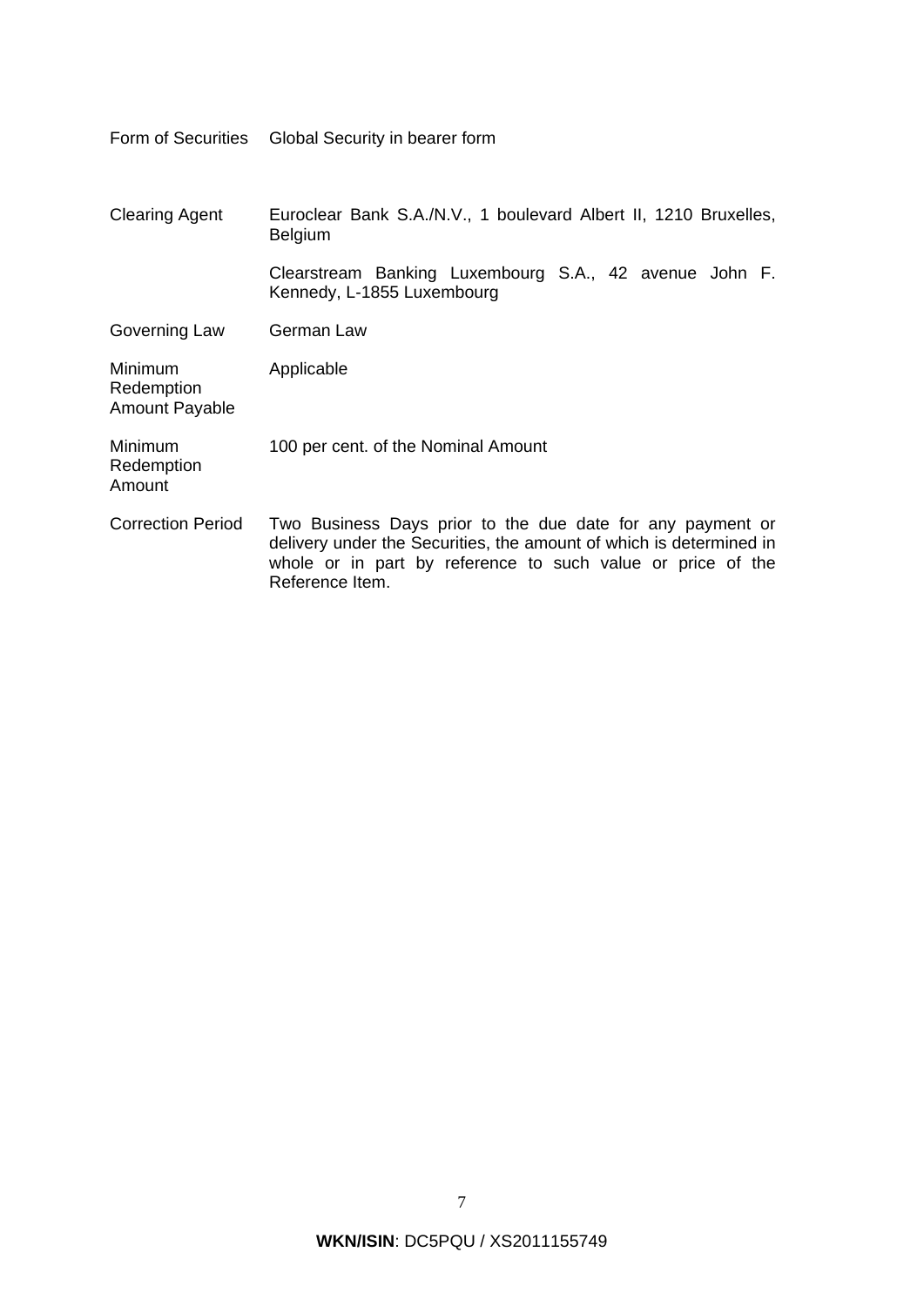| | |
|---|---|
| Form of Securities | Global Security in bearer form |
| Clearing Agent | Euroclear Bank S.A./N.V., 1 boulevard Albert II, 1210 Bruxelles, Belgium<br><br>Clearstream Banking Luxembourg S.A., 42 avenue John F. Kennedy, L-1855 Luxembourg |
| Governing Law | German Law |
| Minimum Redemption Amount Payable | Applicable |
| Minimum Redemption Amount | 100 per cent. of the Nominal Amount |
| Correction Period | Two Business Days prior to the due date for any payment or delivery under the Securities, the amount of which is determined in whole or in part by reference to such value or price of the Reference Item. |

**WKN/ISIN**: DC5PQU / XS2011155749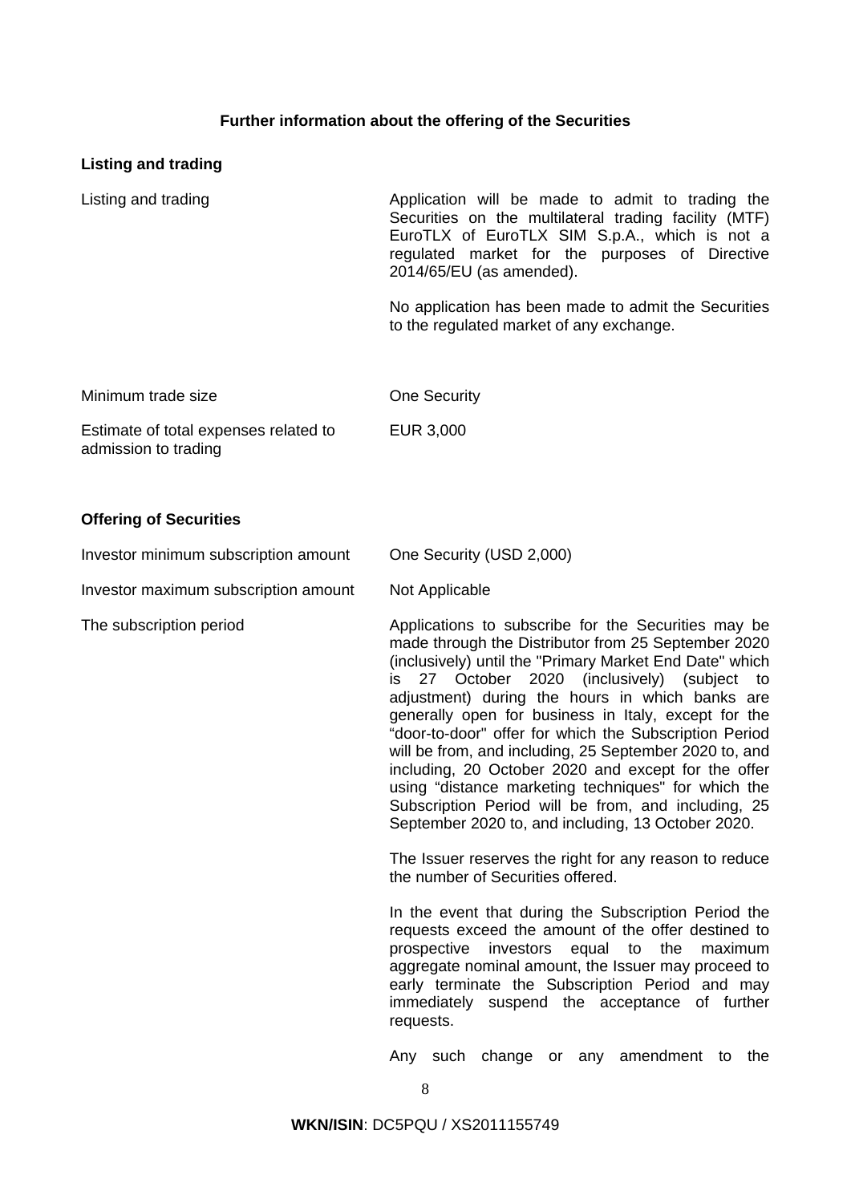## Further information about the offering of the Securities

### Listing and trading

| | |
|---|---|
| Listing and trading | Application will be made to admit to trading the Securities on the multilateral trading facility (MTF) EuroTLX of EuroTLX SIM S.p.A., which is not a regulated market for the purposes of Directive 2014/65/EU (as amended).<br><br>No application has been made to admit the Securities to the regulated market of any exchange. |
| Minimum trade size | One Security |
| Estimate of total expenses related to admission to trading | EUR 3,000 |

### Offering of Securities

| | |
|---|---|
| Investor minimum subscription amount | One Security (USD 2,000) |
| Investor maximum subscription amount | Not Applicable |
| The subscription period | Applications to subscribe for the Securities may be made through the Distributor from 25 September 2020 (inclusively) until the "Primary Market End Date" which is 27 October 2020 (inclusively) (subject to adjustment) during the hours in which banks are generally open for business in Italy, except for the “door-to-door" offer for which the Subscription Period will be from, and including, 25 September 2020 to, and including, 20 October 2020 and except for the offer using “distance marketing techniques" for which the Subscription Period will be from, and including, 25 September 2020 to, and including, 13 October 2020.<br><br>The Issuer reserves the right for any reason to reduce the number of Securities offered.<br><br>In the event that during the Subscription Period the requests exceed the amount of the offer destined to prospective investors equal to the maximum aggregate nominal amount, the Issuer may proceed to early terminate the Subscription Period and may immediately suspend the acceptance of further requests.<br><br>Any such change or any amendment to the |

**WKN/ISIN**: DC5PQU / XS2011155749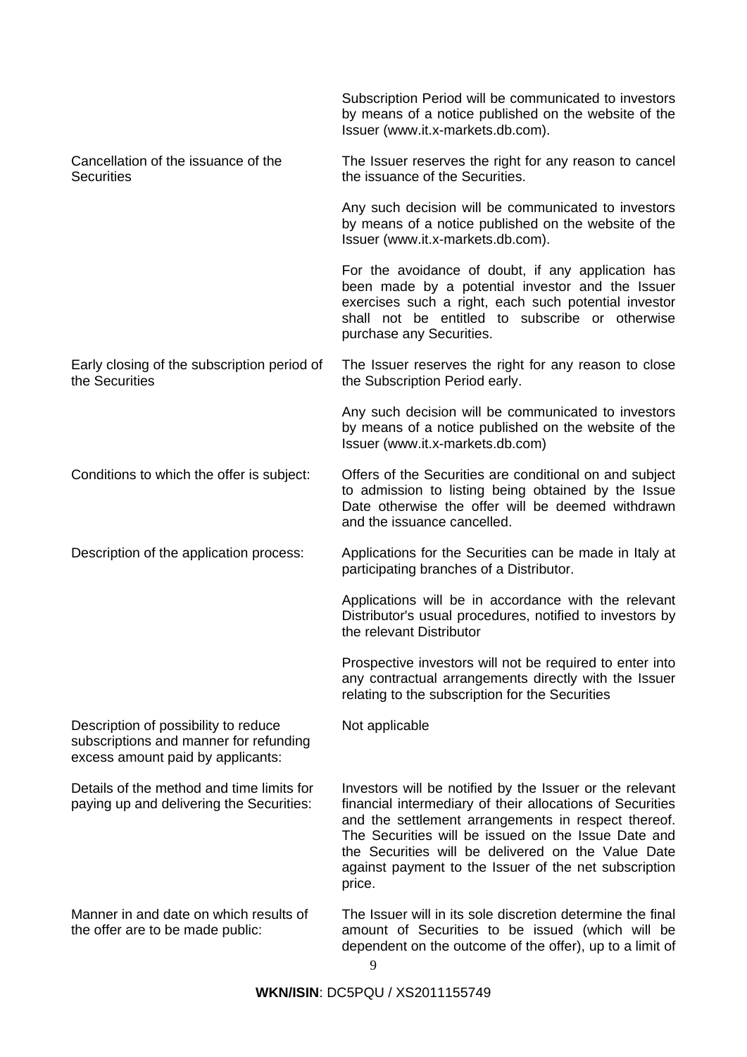| | |
|---|---|
| | Subscription Period will be communicated to investors by means of a notice published on the website of the Issuer (www.it.x-markets.db.com). |
| Cancellation of the issuance of the Securities | The Issuer reserves the right for any reason to cancel the issuance of the Securities.<br><br>Any such decision will be communicated to investors by means of a notice published on the website of the Issuer (www.it.x-markets.db.com).<br><br>For the avoidance of doubt, if any application has been made by a potential investor and the Issuer exercises such a right, each such potential investor shall not be entitled to subscribe or otherwise purchase any Securities. |
| Early closing of the subscription period of the Securities | The Issuer reserves the right for any reason to close the Subscription Period early.<br><br>Any such decision will be communicated to investors by means of a notice published on the website of the Issuer (www.it.x-markets.db.com) |
| Conditions to which the offer is subject: | Offers of the Securities are conditional on and subject to admission to listing being obtained by the Issue Date otherwise the offer will be deemed withdrawn and the issuance cancelled. |
| Description of the application process: | Applications for the Securities can be made in Italy at participating branches of a Distributor.<br><br>Applications will be in accordance with the relevant Distributor's usual procedures, notified to investors by the relevant Distributor<br><br>Prospective investors will not be required to enter into any contractual arrangements directly with the Issuer relating to the subscription for the Securities |
| Description of possibility to reduce subscriptions and manner for refunding excess amount paid by applicants: | Not applicable |
| Details of the method and time limits for paying up and delivering the Securities: | Investors will be notified by the Issuer or the relevant financial intermediary of their allocations of Securities and the settlement arrangements in respect thereof. The Securities will be issued on the Issue Date and the Securities will be delivered on the Value Date against payment to the Issuer of the net subscription price. |
| Manner in and date on which results of the offer are to be made public: | The Issuer will in its sole discretion determine the final amount of Securities to be issued (which will be dependent on the outcome of the offer), up to a limit of |

**WKN/ISIN**: DC5PQU / XS2011155749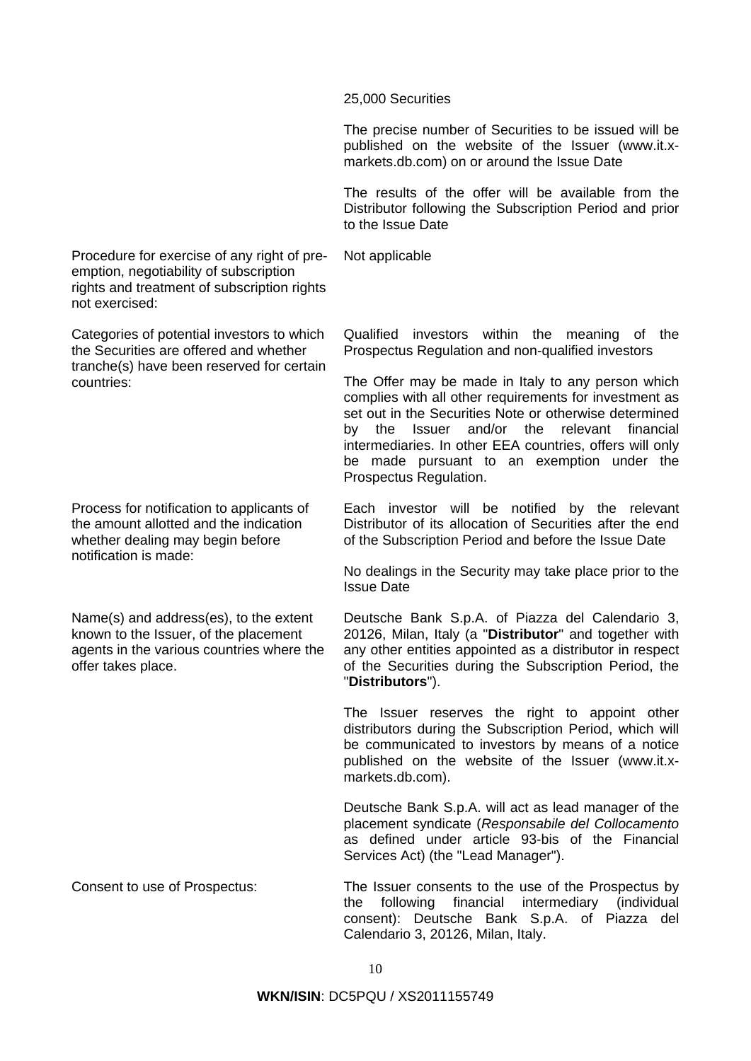| | |
|---|---|
| | 25,000 Securities<br><br>The precise number of Securities to be issued will be published on the website of the Issuer (www.it.x-markets.db.com) on or around the Issue Date<br><br>The results of the offer will be available from the Distributor following the Subscription Period and prior to the Issue Date |
| Procedure for exercise of any right of pre-emption, negotiability of subscription rights and treatment of subscription rights not exercised: | Not applicable |
| Categories of potential investors to which the Securities are offered and whether tranche(s) have been reserved for certain countries: | Qualified investors within the meaning of the Prospectus Regulation and non-qualified investors<br><br>The Offer may be made in Italy to any person which complies with all other requirements for investment as set out in the Securities Note or otherwise determined by the Issuer and/or the relevant financial intermediaries. In other EEA countries, offers will only be made pursuant to an exemption under the Prospectus Regulation. |
| Process for notification to applicants of the amount allotted and the indication whether dealing may begin before notification is made: | Each investor will be notified by the relevant Distributor of its allocation of Securities after the end of the Subscription Period and before the Issue Date<br><br>No dealings in the Security may take place prior to the Issue Date |
| Name(s) and address(es), to the extent known to the Issuer, of the placement agents in the various countries where the offer takes place. | Deutsche Bank S.p.A. of Piazza del Calendario 3, 20126, Milan, Italy (a "**Distributor**" and together with any other entities appointed as a distributor in respect of the Securities during the Subscription Period, the "**Distributors**").<br><br>The Issuer reserves the right to appoint other distributors during the Subscription Period, which will be communicated to investors by means of a notice published on the website of the Issuer (www.it.x-markets.db.com).<br><br>Deutsche Bank S.p.A. will act as lead manager of the placement syndicate (*Responsabile del Collocamento* as defined under article 93-bis of the Financial Services Act) (the "Lead Manager"). |
| Consent to use of Prospectus: | The Issuer consents to the use of the Prospectus by the following financial intermediary (individual consent): Deutsche Bank S.p.A. of Piazza del Calendario 3, 20126, Milan, Italy. |

**WKN/ISIN**: DC5PQU / XS2011155749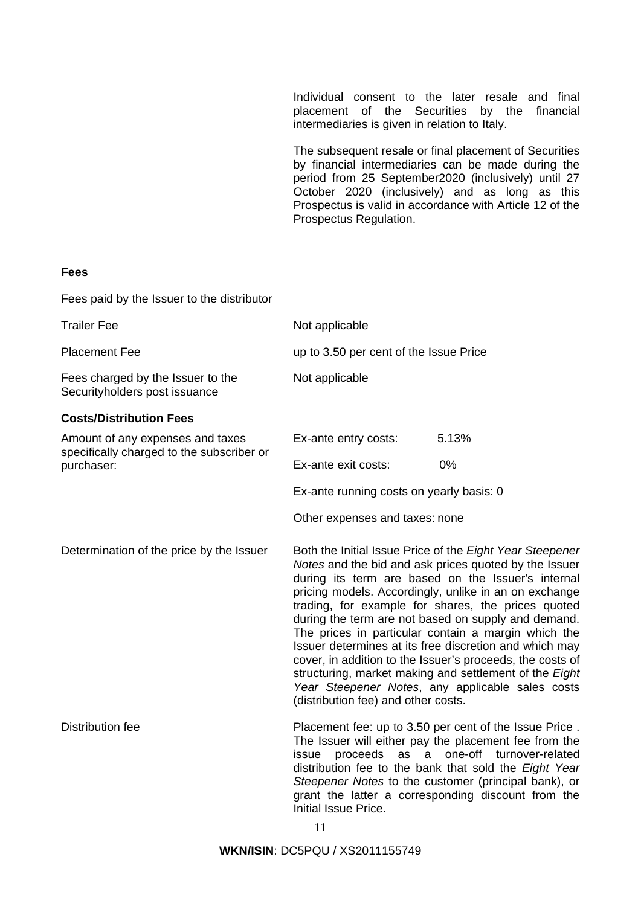Individual consent to the later resale and final placement of the Securities by the financial intermediaries is given in relation to Italy.

The subsequent resale or final placement of Securities by financial intermediaries can be made during the period from 25 September2020 (inclusively) until 27 October 2020 (inclusively) and as long as this Prospectus is valid in accordance with Article 12 of the Prospectus Regulation.

**Fees**

Fees paid by the Issuer to the distributor

| | |
|---|---|
| Trailer Fee | Not applicable |
| Placement Fee | up to 3.50 per cent of the Issue Price |
| Fees charged by the Issuer to the Securityholders post issuance | Not applicable |

**Costs/Distribution Fees**

| | | |
|---|---|---|
| Amount of any expenses and taxes specifically charged to the subscriber or purchaser: | Ex-ante entry costs: | 5.13% |
| | Ex-ante exit costs: | 0% |
| | Ex-ante running costs on yearly basis: 0 | |
| | Other expenses and taxes: none | |

| | |
|---|---|
| Determination of the price by the Issuer | Both the Initial Issue Price of the *Eight Year Steepener Notes* and the bid and ask prices quoted by the Issuer during its term are based on the Issuer's internal pricing models. Accordingly, unlike in an on exchange trading, for example for shares, the prices quoted during the term are not based on supply and demand. The prices in particular contain a margin which the Issuer determines at its free discretion and which may cover, in addition to the Issuer's proceeds, the costs of structuring, market making and settlement of the *Eight Year Steepener Notes*, any applicable sales costs (distribution fee) and other costs. |
| Distribution fee | Placement fee: up to 3.50 per cent of the Issue Price . The Issuer will either pay the placement fee from the issue proceeds as a one-off turnover-related distribution fee to the bank that sold the *Eight Year Steepener Notes* to the customer (principal bank), or grant the latter a corresponding discount from the Initial Issue Price. |

**WKN/ISIN**: DC5PQU / XS2011155749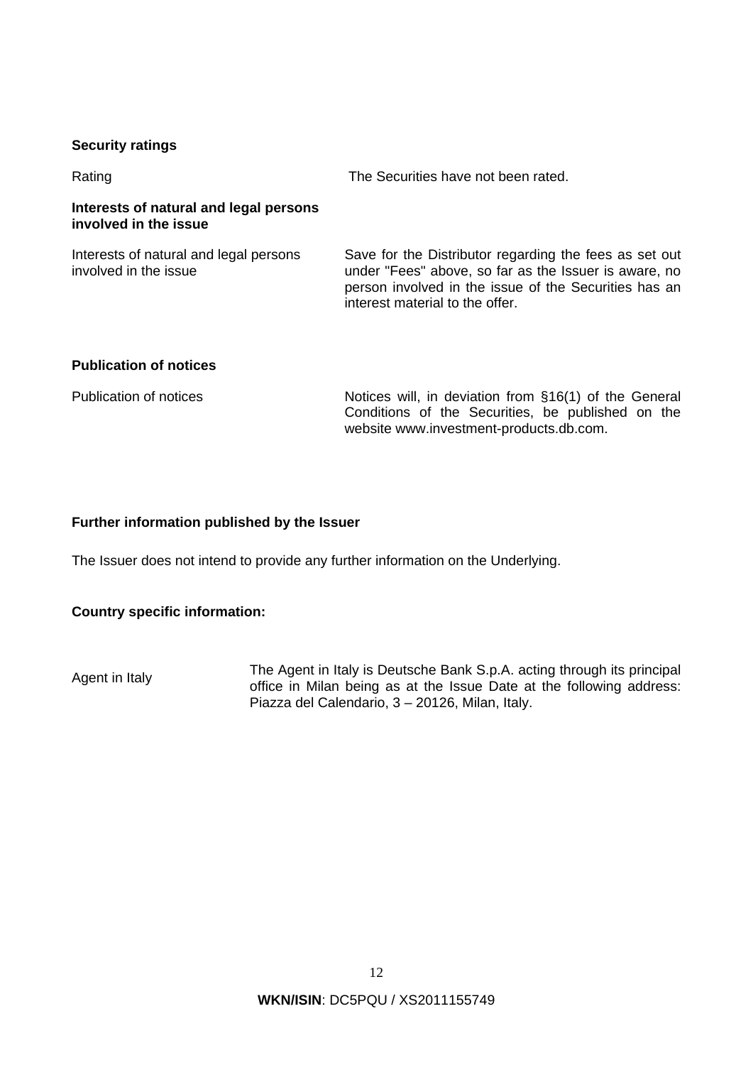**Security ratings**

| | |
|---|---|
| Rating | The Securities have not been rated. |

**Interests of natural and legal persons involved in the issue**

| | |
|---|---|
| Interests of natural and legal persons involved in the issue | Save for the Distributor regarding the fees as set out under "Fees" above, so far as the Issuer is aware, no person involved in the issue of the Securities has an interest material to the offer. |

**Publication of notices**

| | |
|---|---|
| Publication of notices | Notices will, in deviation from §16(1) of the General Conditions of the Securities, be published on the website www.investment-products.db.com. |

**Further information published by the Issuer**

The Issuer does not intend to provide any further information on the Underlying.

**Country specific information:**

| | |
|---|---|
| Agent in Italy | The Agent in Italy is Deutsche Bank S.p.A. acting through its principal office in Milan being as at the Issue Date at the following address: Piazza del Calendario, 3 – 20126, Milan, Italy. |

**WKN/ISIN**: DC5PQU / XS2011155749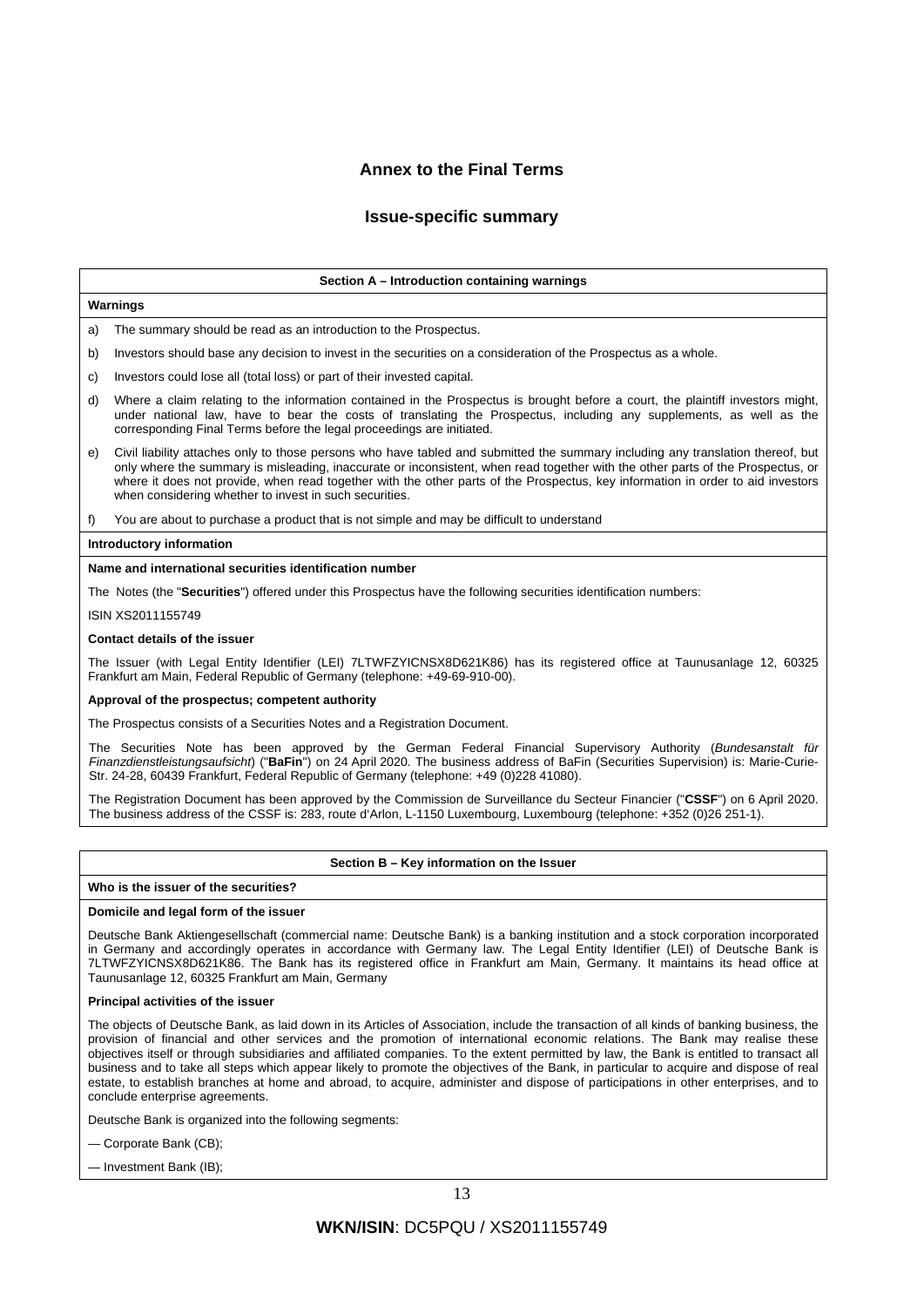# Annex to the Final Terms

## Issue-specific summary

### Section A – Introduction containing warnings

**Warnings**

a) The summary should be read as an introduction to the Prospectus.

b) Investors should base any decision to invest in the securities on a consideration of the Prospectus as a whole.

c) Investors could lose all (total loss) or part of their invested capital.

d) Where a claim relating to the information contained in the Prospectus is brought before a court, the plaintiff investors might, under national law, have to bear the costs of translating the Prospectus, including any supplements, as well as the corresponding Final Terms before the legal proceedings are initiated.

e) Civil liability attaches only to those persons who have tabled and submitted the summary including any translation thereof, but only where the summary is misleading, inaccurate or inconsistent, when read together with the other parts of the Prospectus, or where it does not provide, when read together with the other parts of the Prospectus, key information in order to aid investors when considering whether to invest in such securities.

f) You are about to purchase a product that is not simple and may be difficult to understand

**Introductory information**

**Name and international securities identification number**

The Notes (the "**Securities**") offered under this Prospectus have the following securities identification numbers:

ISIN XS2011155749

**Contact details of the issuer**

The Issuer (with Legal Entity Identifier (LEI) 7LTWFZYICNSX8D621K86) has its registered office at Taunusanlage 12, 60325 Frankfurt am Main, Federal Republic of Germany (telephone: +49-69-910-00).

**Approval of the prospectus; competent authority**

The Prospectus consists of a Securities Notes and a Registration Document.

The Securities Note has been approved by the German Federal Financial Supervisory Authority (*Bundesanstalt für Finanzdienstleistungsaufsicht*) ("**BaFin**") on 24 April 2020. The business address of BaFin (Securities Supervision) is: Marie-Curie-Str. 24-28, 60439 Frankfurt, Federal Republic of Germany (telephone: +49 (0)228 41080).

The Registration Document has been approved by the Commission de Surveillance du Secteur Financier ("**CSSF**") on 6 April 2020. The business address of the CSSF is: 283, route d'Arlon, L-1150 Luxembourg, Luxembourg (telephone: +352 (0)26 251-1).

### Section B – Key information on the Issuer

**Who is the issuer of the securities?**

**Domicile and legal form of the issuer**

Deutsche Bank Aktiengesellschaft (commercial name: Deutsche Bank) is a banking institution and a stock corporation incorporated in Germany and accordingly operates in accordance with Germany law. The Legal Entity Identifier (LEI) of Deutsche Bank is 7LTWFZYICNSX8D621K86. The Bank has its registered office in Frankfurt am Main, Germany. It maintains its head office at Taunusanlage 12, 60325 Frankfurt am Main, Germany

**Principal activities of the issuer**

The objects of Deutsche Bank, as laid down in its Articles of Association, include the transaction of all kinds of banking business, the provision of financial and other services and the promotion of international economic relations. The Bank may realise these objectives itself or through subsidiaries and affiliated companies. To the extent permitted by law, the Bank is entitled to transact all business and to take all steps which appear likely to promote the objectives of the Bank, in particular to acquire and dispose of real estate, to establish branches at home and abroad, to acquire, administer and dispose of participations in other enterprises, and to conclude enterprise agreements.

Deutsche Bank is organized into the following segments:

— Corporate Bank (CB);

— Investment Bank (IB);

**WKN/ISIN**: DC5PQU / XS2011155749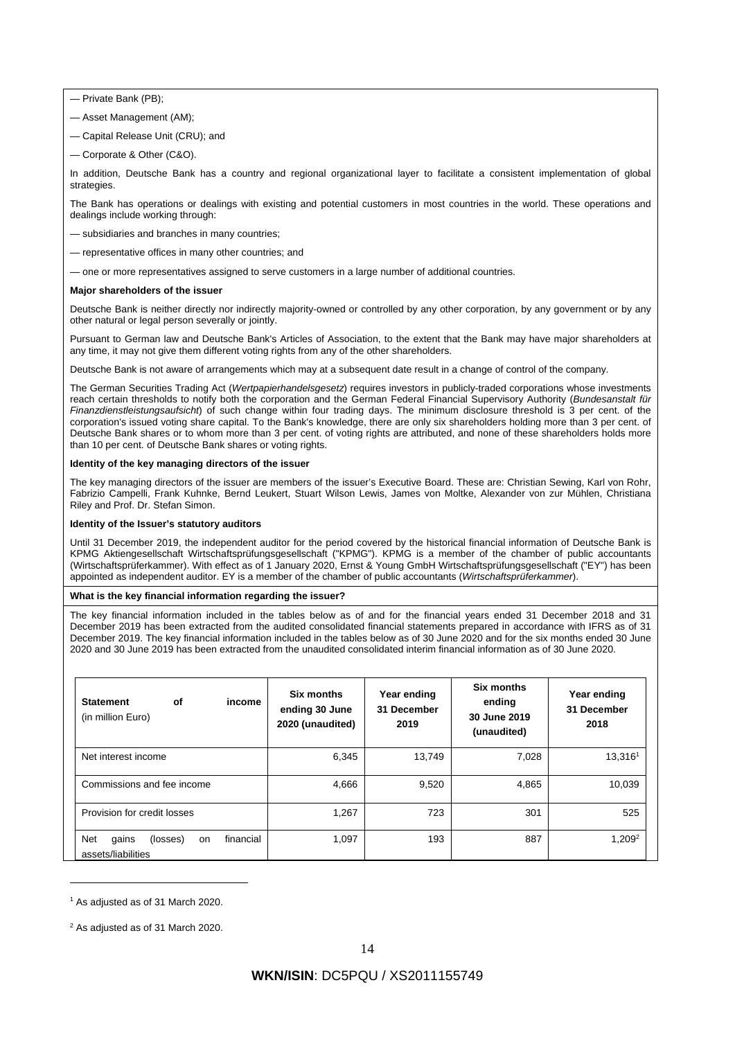— Private Bank (PB);

— Asset Management (AM);

— Capital Release Unit (CRU); and

— Corporate & Other (C&O).

In addition, Deutsche Bank has a country and regional organizational layer to facilitate a consistent implementation of global strategies.

The Bank has operations or dealings with existing and potential customers in most countries in the world. These operations and dealings include working through:

— subsidiaries and branches in many countries;

— representative offices in many other countries; and

— one or more representatives assigned to serve customers in a large number of additional countries.

**Major shareholders of the issuer**

Deutsche Bank is neither directly nor indirectly majority-owned or controlled by any other corporation, by any government or by any other natural or legal person severally or jointly.

Pursuant to German law and Deutsche Bank's Articles of Association, to the extent that the Bank may have major shareholders at any time, it may not give them different voting rights from any of the other shareholders.

Deutsche Bank is not aware of arrangements which may at a subsequent date result in a change of control of the company.

The German Securities Trading Act (*Wertpapierhandelsgesetz*) requires investors in publicly-traded corporations whose investments reach certain thresholds to notify both the corporation and the German Federal Financial Supervisory Authority (*Bundesanstalt für Finanzdienstleistungsaufsicht*) of such change within four trading days. The minimum disclosure threshold is 3 per cent. of the corporation's issued voting share capital. To the Bank's knowledge, there are only six shareholders holding more than 3 per cent. of Deutsche Bank shares or to whom more than 3 per cent. of voting rights are attributed, and none of these shareholders holds more than 10 per cent. of Deutsche Bank shares or voting rights.

**Identity of the key managing directors of the issuer**

The key managing directors of the issuer are members of the issuer's Executive Board. These are: Christian Sewing, Karl von Rohr, Fabrizio Campelli, Frank Kuhnke, Bernd Leukert, Stuart Wilson Lewis, James von Moltke, Alexander von zur Mühlen, Christiana Riley and Prof. Dr. Stefan Simon.

**Identity of the Issuer's statutory auditors**

Until 31 December 2019, the independent auditor for the period covered by the historical financial information of Deutsche Bank is KPMG Aktiengesellschaft Wirtschaftsprüfungsgesellschaft ("KPMG"). KPMG is a member of the chamber of public accountants (Wirtschaftsprüferkammer). With effect as of 1 January 2020, Ernst & Young GmbH Wirtschaftsprüfungsgesellschaft ("EY") has been appointed as independent auditor. EY is a member of the chamber of public accountants (*Wirtschaftsprüferkammer*).

**What is the key financial information regarding the issuer?**

The key financial information included in the tables below as of and for the financial years ended 31 December 2018 and 31 December 2019 has been extracted from the audited consolidated financial statements prepared in accordance with IFRS as of 31 December 2019. The key financial information included in the tables below as of 30 June 2020 and for the six months ended 30 June 2020 and 30 June 2019 has been extracted from the unaudited consolidated interim financial information as of 30 June 2020.

| **Statement of income** (in million Euro) | **Six months ending 30 June 2020 (unaudited)** | **Year ending 31 December 2019** | **Six months ending 30 June 2019 (unaudited)** | **Year ending 31 December 2018** |
|---|---|---|---|---|
| Net interest income | 6,345 | 13,749 | 7,028 | 13,316[1] |
| Commissions and fee income | 4,666 | 9,520 | 4,865 | 10,039 |
| Provision for credit losses | 1,267 | 723 | 301 | 525 |
| Net gains (losses) on financial assets/liabilities | 1,097 | 193 | 887 | 1,209[2] |

[1] As adjusted as of 31 March 2020.

[2] As adjusted as of 31 March 2020.

**WKN/ISIN**: DC5PQU / XS2011155749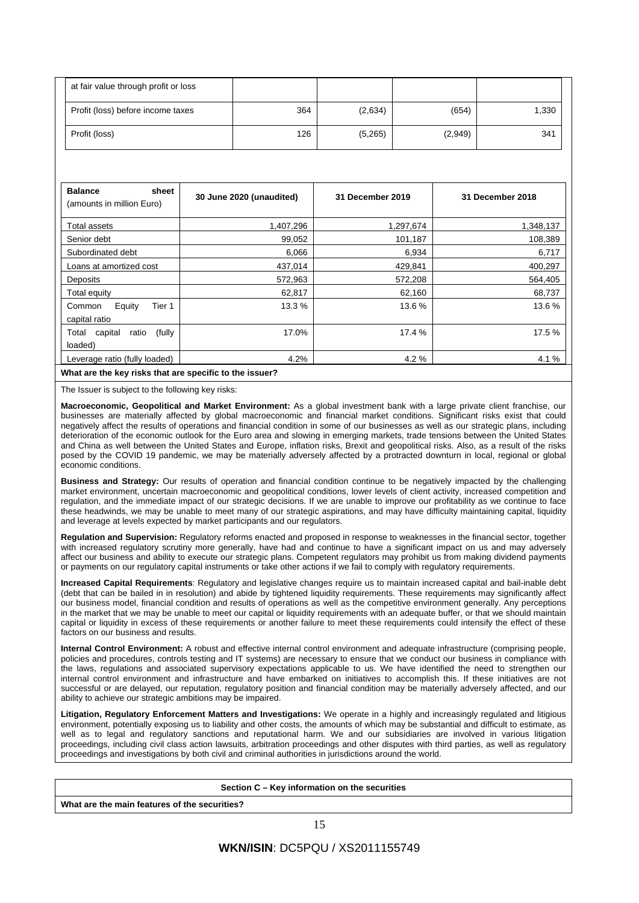| at fair value through profit or loss | | | | |
|---|---|---|---|---|
| Profit (loss) before income taxes | 364 | (2,634) | (654) | 1,330 |
| Profit (loss) | 126 | (5,265) | (2,949) | 341 |

| **Balance sheet** (amounts in million Euro) | **30 June 2020 (unaudited)** | **31 December 2019** | **31 December 2018** |
|---|---|---|---|
| Total assets | 1,407,296 | 1,297,674 | 1,348,137 |
| Senior debt | 99,052 | 101,187 | 108,389 |
| Subordinated debt | 6,066 | 6,934 | 6,717 |
| Loans at amortized cost | 437,014 | 429,841 | 400,297 |
| Deposits | 572,963 | 572,208 | 564,405 |
| Total equity | 62,817 | 62,160 | 68,737 |
| Common Equity Tier 1 capital ratio | 13.3 % | 13.6 % | 13.6 % |
| Total capital ratio (fully loaded) | 17.0% | 17.4 % | 17.5 % |
| Leverage ratio (fully loaded) | 4.2% | 4.2 % | 4.1 % |

**What are the key risks that are specific to the issuer?**

The Issuer is subject to the following key risks:

**Macroeconomic, Geopolitical and Market Environment:** As a global investment bank with a large private client franchise, our businesses are materially affected by global macroeconomic and financial market conditions. Significant risks exist that could negatively affect the results of operations and financial condition in some of our businesses as well as our strategic plans, including deterioration of the economic outlook for the Euro area and slowing in emerging markets, trade tensions between the United States and China as well between the United States and Europe, inflation risks, Brexit and geopolitical risks. Also, as a result of the risks posed by the COVID 19 pandemic, we may be materially adversely affected by a protracted downturn in local, regional or global economic conditions.

**Business and Strategy:** Our results of operation and financial condition continue to be negatively impacted by the challenging market environment, uncertain macroeconomic and geopolitical conditions, lower levels of client activity, increased competition and regulation, and the immediate impact of our strategic decisions. If we are unable to improve our profitability as we continue to face these headwinds, we may be unable to meet many of our strategic aspirations, and may have difficulty maintaining capital, liquidity and leverage at levels expected by market participants and our regulators.

**Regulation and Supervision:** Regulatory reforms enacted and proposed in response to weaknesses in the financial sector, together with increased regulatory scrutiny more generally, have had and continue to have a significant impact on us and may adversely affect our business and ability to execute our strategic plans. Competent regulators may prohibit us from making dividend payments or payments on our regulatory capital instruments or take other actions if we fail to comply with regulatory requirements.

**Increased Capital Requirements**: Regulatory and legislative changes require us to maintain increased capital and bail-inable debt (debt that can be bailed in in resolution) and abide by tightened liquidity requirements. These requirements may significantly affect our business model, financial condition and results of operations as well as the competitive environment generally. Any perceptions in the market that we may be unable to meet our capital or liquidity requirements with an adequate buffer, or that we should maintain capital or liquidity in excess of these requirements or another failure to meet these requirements could intensify the effect of these factors on our business and results.

**Internal Control Environment:** A robust and effective internal control environment and adequate infrastructure (comprising people, policies and procedures, controls testing and IT systems) are necessary to ensure that we conduct our business in compliance with the laws, regulations and associated supervisory expectations applicable to us. We have identified the need to strengthen our internal control environment and infrastructure and have embarked on initiatives to accomplish this. If these initiatives are not successful or are delayed, our reputation, regulatory position and financial condition may be materially adversely affected, and our ability to achieve our strategic ambitions may be impaired.

**Litigation, Regulatory Enforcement Matters and Investigations:** We operate in a highly and increasingly regulated and litigious environment, potentially exposing us to liability and other costs, the amounts of which may be substantial and difficult to estimate, as well as to legal and regulatory sanctions and reputational harm. We and our subsidiaries are involved in various litigation proceedings, including civil class action lawsuits, arbitration proceedings and other disputes with third parties, as well as regulatory proceedings and investigations by both civil and criminal authorities in jurisdictions around the world.

**Section C – Key information on the securities**

**What are the main features of the securities?**

**WKN/ISIN**: DC5PQU / XS2011155749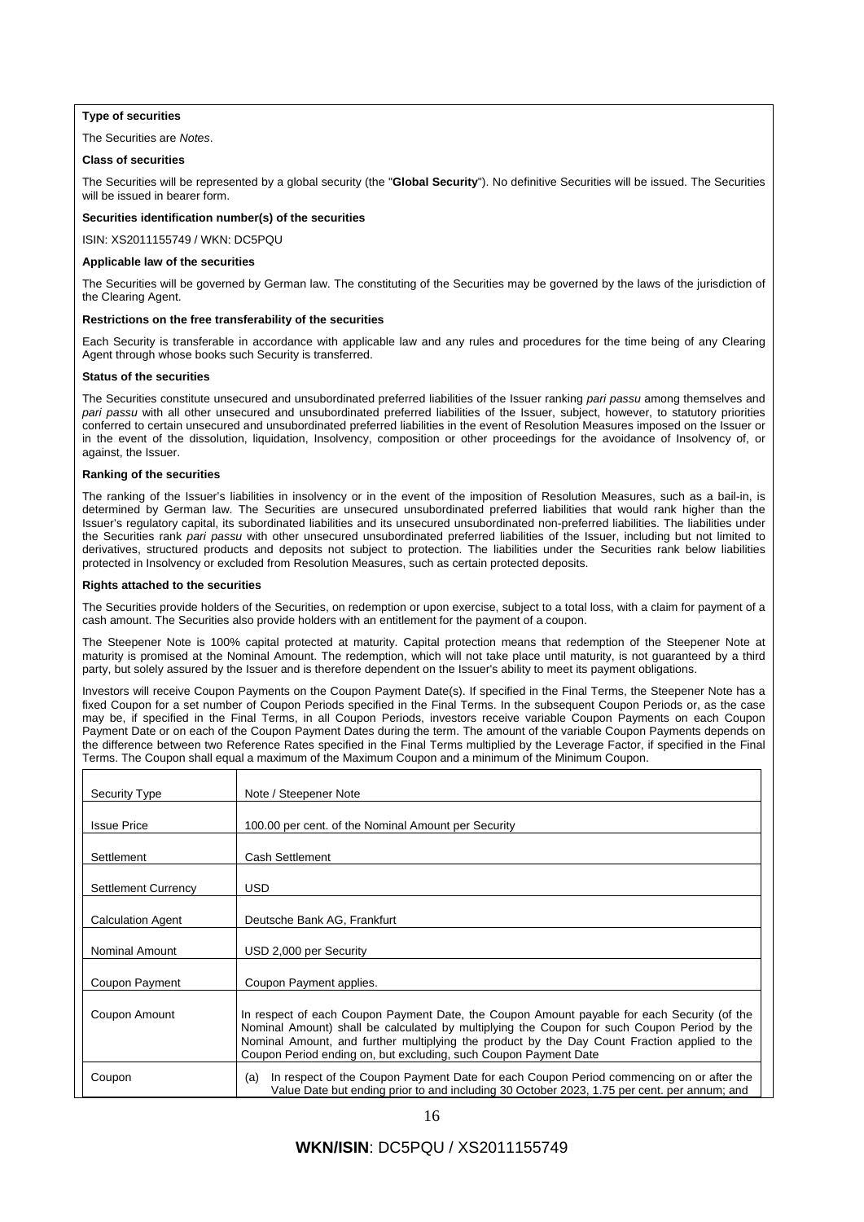**Type of securities**

The Securities are *Notes*.

**Class of securities**

The Securities will be represented by a global security (the "**Global Security**"). No definitive Securities will be issued. The Securities will be issued in bearer form.

**Securities identification number(s) of the securities**

ISIN: XS2011155749 / WKN: DC5PQU

**Applicable law of the securities**

The Securities will be governed by German law. The constituting of the Securities may be governed by the laws of the jurisdiction of the Clearing Agent.

**Restrictions on the free transferability of the securities**

Each Security is transferable in accordance with applicable law and any rules and procedures for the time being of any Clearing Agent through whose books such Security is transferred.

**Status of the securities**

The Securities constitute unsecured and unsubordinated preferred liabilities of the Issuer ranking *pari passu* among themselves and *pari passu* with all other unsecured and unsubordinated preferred liabilities of the Issuer, subject, however, to statutory priorities conferred to certain unsecured and unsubordinated preferred liabilities in the event of Resolution Measures imposed on the Issuer or in the event of the dissolution, liquidation, Insolvency, composition or other proceedings for the avoidance of Insolvency of, or against, the Issuer.

**Ranking of the securities**

The ranking of the Issuer's liabilities in insolvency or in the event of the imposition of Resolution Measures, such as a bail-in, is determined by German law. The Securities are unsecured unsubordinated preferred liabilities that would rank higher than the Issuer's regulatory capital, its subordinated liabilities and its unsecured unsubordinated non-preferred liabilities. The liabilities under the Securities rank *pari passu* with other unsecured unsubordinated preferred liabilities of the Issuer, including but not limited to derivatives, structured products and deposits not subject to protection. The liabilities under the Securities rank below liabilities protected in Insolvency or excluded from Resolution Measures, such as certain protected deposits.

**Rights attached to the securities**

The Securities provide holders of the Securities, on redemption or upon exercise, subject to a total loss, with a claim for payment of a cash amount. The Securities also provide holders with an entitlement for the payment of a coupon.

The Steepener Note is 100% capital protected at maturity. Capital protection means that redemption of the Steepener Note at maturity is promised at the Nominal Amount. The redemption, which will not take place until maturity, is not guaranteed by a third party, but solely assured by the Issuer and is therefore dependent on the Issuer's ability to meet its payment obligations.

Investors will receive Coupon Payments on the Coupon Payment Date(s). If specified in the Final Terms, the Steepener Note has a fixed Coupon for a set number of Coupon Periods specified in the Final Terms. In the subsequent Coupon Periods or, as the case may be, if specified in the Final Terms, in all Coupon Periods, investors receive variable Coupon Payments on each Coupon Payment Date or on each of the Coupon Payment Dates during the term. The amount of the variable Coupon Payments depends on the difference between two Reference Rates specified in the Final Terms multiplied by the Leverage Factor, if specified in the Final Terms. The Coupon shall equal a maximum of the Maximum Coupon and a minimum of the Minimum Coupon.

| | |
|---|---|
| Security Type | Note / Steepener Note |
| Issue Price | 100.00 per cent. of the Nominal Amount per Security |
| Settlement | Cash Settlement |
| Settlement Currency | USD |
| Calculation Agent | Deutsche Bank AG, Frankfurt |
| Nominal Amount | USD 2,000 per Security |
| Coupon Payment | Coupon Payment applies. |
| Coupon Amount | In respect of each Coupon Payment Date, the Coupon Amount payable for each Security (of the Nominal Amount) shall be calculated by multiplying the Coupon for such Coupon Period by the Nominal Amount, and further multiplying the product by the Day Count Fraction applied to the Coupon Period ending on, but excluding, such Coupon Payment Date |
| Coupon | (a) In respect of the Coupon Payment Date for each Coupon Period commencing on or after the Value Date but ending prior to and including 30 October 2023, 1.75 per cent. per annum; and |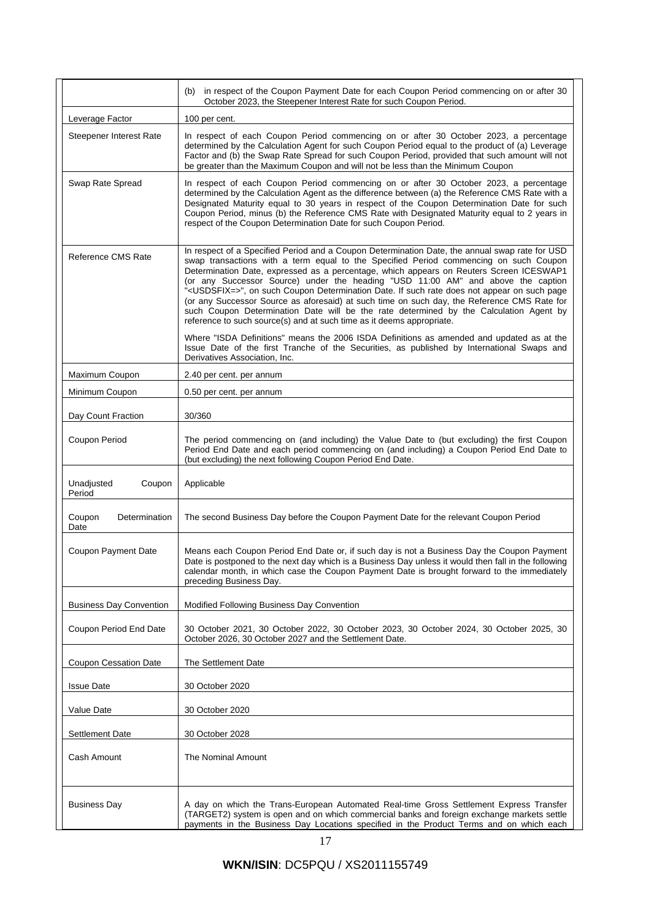| | |
|---|---|
| | (b) in respect of the Coupon Payment Date for each Coupon Period commencing on or after 30 October 2023, the Steepener Interest Rate for such Coupon Period. |
| Leverage Factor | 100 per cent. |
| Steepener Interest Rate | In respect of each Coupon Period commencing on or after 30 October 2023, a percentage determined by the Calculation Agent for such Coupon Period equal to the product of (a) Leverage Factor and (b) the Swap Rate Spread for such Coupon Period, provided that such amount will not be greater than the Maximum Coupon and will not be less than the Minimum Coupon |
| Swap Rate Spread | In respect of each Coupon Period commencing on or after 30 October 2023, a percentage determined by the Calculation Agent as the difference between (a) the Reference CMS Rate with a Designated Maturity equal to 30 years in respect of the Coupon Determination Date for such Coupon Period, minus (b) the Reference CMS Rate with Designated Maturity equal to 2 years in respect of the Coupon Determination Date for such Coupon Period. |
| Reference CMS Rate | In respect of a Specified Period and a Coupon Determination Date, the annual swap rate for USD swap transactions with a term equal to the Specified Period commencing on such Coupon Determination Date, expressed as a percentage, which appears on Reuters Screen ICESWAP1 (or any Successor Source) under the heading "USD 11:00 AM" and above the caption "<USDSFIX=>", on such Coupon Determination Date. If such rate does not appear on such page (or any Successor Source as aforesaid) at such time on such day, the Reference CMS Rate for such Coupon Determination Date will be the rate determined by the Calculation Agent by reference to such source(s) and at such time as it deems appropriate.<br><br>Where "ISDA Definitions" means the 2006 ISDA Definitions as amended and updated as at the Issue Date of the first Tranche of the Securities, as published by International Swaps and Derivatives Association, Inc. |
| Maximum Coupon | 2.40 per cent. per annum |
| Minimum Coupon | 0.50 per cent. per annum |
| Day Count Fraction | 30/360 |
| Coupon Period | The period commencing on (and including) the Value Date to (but excluding) the first Coupon Period End Date and each period commencing on (and including) a Coupon Period End Date to (but excluding) the next following Coupon Period End Date. |
| Unadjusted Coupon Period | Applicable |
| Coupon Determination Date | The second Business Day before the Coupon Payment Date for the relevant Coupon Period |
| Coupon Payment Date | Means each Coupon Period End Date or, if such day is not a Business Day the Coupon Payment Date is postponed to the next day which is a Business Day unless it would then fall in the following calendar month, in which case the Coupon Payment Date is brought forward to the immediately preceding Business Day. |
| Business Day Convention | Modified Following Business Day Convention |
| Coupon Period End Date | 30 October 2021, 30 October 2022, 30 October 2023, 30 October 2024, 30 October 2025, 30 October 2026, 30 October 2027 and the Settlement Date. |
| Coupon Cessation Date | The Settlement Date |
| Issue Date | 30 October 2020 |
| Value Date | 30 October 2020 |
| Settlement Date | 30 October 2028 |
| Cash Amount | The Nominal Amount |
| Business Day | A day on which the Trans-European Automated Real-time Gross Settlement Express Transfer (TARGET2) system is open and on which commercial banks and foreign exchange markets settle payments in the Business Day Locations specified in the Product Terms and on which each |

**WKN/ISIN**: DC5PQU / XS2011155749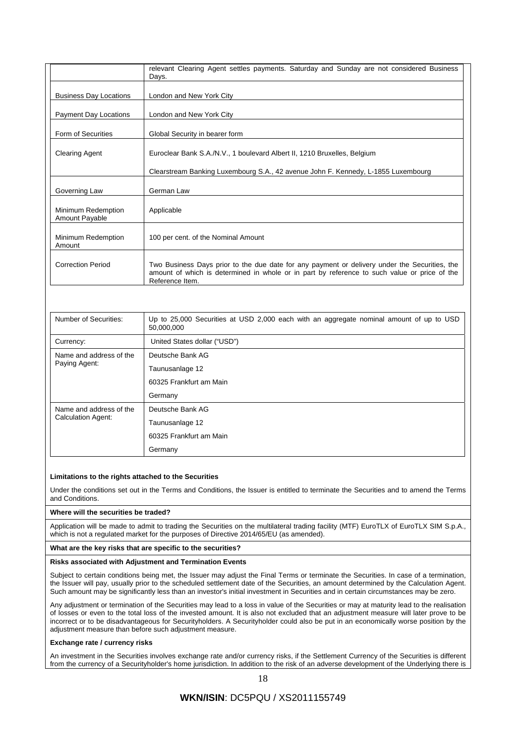| | |
|---|---|
| | relevant Clearing Agent settles payments. Saturday and Sunday are not considered Business Days. |
| Business Day Locations | London and New York City |
| Payment Day Locations | London and New York City |
| Form of Securities | Global Security in bearer form |
| Clearing Agent | Euroclear Bank S.A./N.V., 1 boulevard Albert II, 1210 Bruxelles, Belgium<br><br>Clearstream Banking Luxembourg S.A., 42 avenue John F. Kennedy, L-1855 Luxembourg |
| Governing Law | German Law |
| Minimum Redemption Amount Payable | Applicable |
| Minimum Redemption Amount | 100 per cent. of the Nominal Amount |
| Correction Period | Two Business Days prior to the due date for any payment or delivery under the Securities, the amount of which is determined in whole or in part by reference to such value or price of the Reference Item. |

| | |
|---|---|
| Number of Securities: | Up to 25,000 Securities at USD 2,000 each with an aggregate nominal amount of up to USD 50,000,000 |
| Currency: | United States dollar ("USD") |
| Name and address of the Paying Agent: | Deutsche Bank AG<br>Taunusanlage 12<br>60325 Frankfurt am Main<br>Germany |
| Name and address of the Calculation Agent: | Deutsche Bank AG<br>Taunusanlage 12<br>60325 Frankfurt am Main<br>Germany |

**Limitations to the rights attached to the Securities**

Under the conditions set out in the Terms and Conditions, the Issuer is entitled to terminate the Securities and to amend the Terms and Conditions.

**Where will the securities be traded?**

Application will be made to admit to trading the Securities on the multilateral trading facility (MTF) EuroTLX of EuroTLX SIM S.p.A., which is not a regulated market for the purposes of Directive 2014/65/EU (as amended).

**What are the key risks that are specific to the securities?**

**Risks associated with Adjustment and Termination Events**

Subject to certain conditions being met, the Issuer may adjust the Final Terms or terminate the Securities. In case of a termination, the Issuer will pay, usually prior to the scheduled settlement date of the Securities, an amount determined by the Calculation Agent. Such amount may be significantly less than an investor's initial investment in Securities and in certain circumstances may be zero.

Any adjustment or termination of the Securities may lead to a loss in value of the Securities or may at maturity lead to the realisation of losses or even to the total loss of the invested amount. It is also not excluded that an adjustment measure will later prove to be incorrect or to be disadvantageous for Securityholders. A Securityholder could also be put in an economically worse position by the adjustment measure than before such adjustment measure.

**Exchange rate / currency risks**

An investment in the Securities involves exchange rate and/or currency risks, if the Settlement Currency of the Securities is different from the currency of a Securityholder's home jurisdiction. In addition to the risk of an adverse development of the Underlying there is

**WKN/ISIN**: DC5PQU / XS2011155749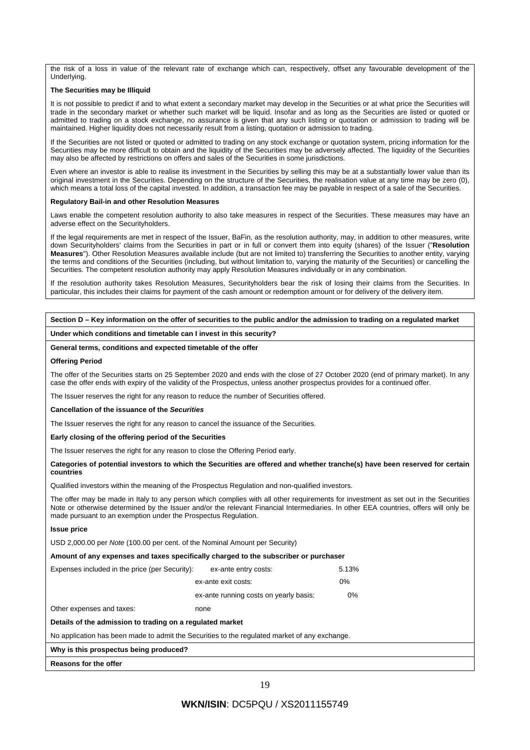the risk of a loss in value of the relevant rate of exchange which can, respectively, offset any favourable development of the Underlying.

**The Securities may be Illiquid**

It is not possible to predict if and to what extent a secondary market may develop in the Securities or at what price the Securities will trade in the secondary market or whether such market will be liquid. Insofar and as long as the Securities are listed or quoted or admitted to trading on a stock exchange, no assurance is given that any such listing or quotation or admission to trading will be maintained. Higher liquidity does not necessarily result from a listing, quotation or admission to trading.

If the Securities are not listed or quoted or admitted to trading on any stock exchange or quotation system, pricing information for the Securities may be more difficult to obtain and the liquidity of the Securities may be adversely affected. The liquidity of the Securities may also be affected by restrictions on offers and sales of the Securities in some jurisdictions.

Even where an investor is able to realise its investment in the Securities by selling this may be at a substantially lower value than its original investment in the Securities. Depending on the structure of the Securities, the realisation value at any time may be zero (0), which means a total loss of the capital invested. In addition, a transaction fee may be payable in respect of a sale of the Securities.

**Regulatory Bail-in and other Resolution Measures**

Laws enable the competent resolution authority to also take measures in respect of the Securities. These measures may have an adverse effect on the Securityholders.

If the legal requirements are met in respect of the Issuer, BaFin, as the resolution authority, may, in addition to other measures, write down Securityholders' claims from the Securities in part or in full or convert them into equity (shares) of the Issuer ("**Resolution Measures**"). Other Resolution Measures available include (but are not limited to) transferring the Securities to another entity, varying the terms and conditions of the Securities (including, but without limitation to, varying the maturity of the Securities) or cancelling the Securities. The competent resolution authority may apply Resolution Measures individually or in any combination.

If the resolution authority takes Resolution Measures, Securityholders bear the risk of losing their claims from the Securities. In particular, this includes their claims for payment of the cash amount or redemption amount or for delivery of the delivery item.

**Section D – Key information on the offer of securities to the public and/or the admission to trading on a regulated market**

**Under which conditions and timetable can I invest in this security?**

**General terms, conditions and expected timetable of the offer**

**Offering Period**

The offer of the Securities starts on 25 September 2020 and ends with the close of 27 October 2020 (end of primary market). In any case the offer ends with expiry of the validity of the Prospectus, unless another prospectus provides for a continued offer.

The Issuer reserves the right for any reason to reduce the number of Securities offered.

**Cancellation of the issuance of the *Securities***

The Issuer reserves the right for any reason to cancel the issuance of the Securities.

**Early closing of the offering period of the Securities**

The Issuer reserves the right for any reason to close the Offering Period early.

**Categories of potential investors to which the Securities are offered and whether tranche(s) have been reserved for certain countries**

Qualified investors within the meaning of the Prospectus Regulation and non-qualified investors.

The offer may be made in Italy to any person which complies with all other requirements for investment as set out in the Securities Note or otherwise determined by the Issuer and/or the relevant Financial Intermediaries. In other EEA countries, offers will only be made pursuant to an exemption under the Prospectus Regulation.

**Issue price**

USD 2,000.00 per *Note* (100.00 per cent. of the Nominal Amount per Security)

**Amount of any expenses and taxes specifically charged to the subscriber or purchaser**

| | | |
|---|---|---|
| Expenses included in the price (per Security): | ex-ante entry costs: | 5.13% |
| | ex-ante exit costs: | 0% |
| | ex-ante running costs on yearly basis: | 0% |
| Other expenses and taxes: | none | |

**Details of the admission to trading on a regulated market**

No application has been made to admit the Securities to the regulated market of any exchange.

**Why is this prospectus being produced?**

**Reasons for the offer**

**WKN/ISIN**: DC5PQU / XS2011155749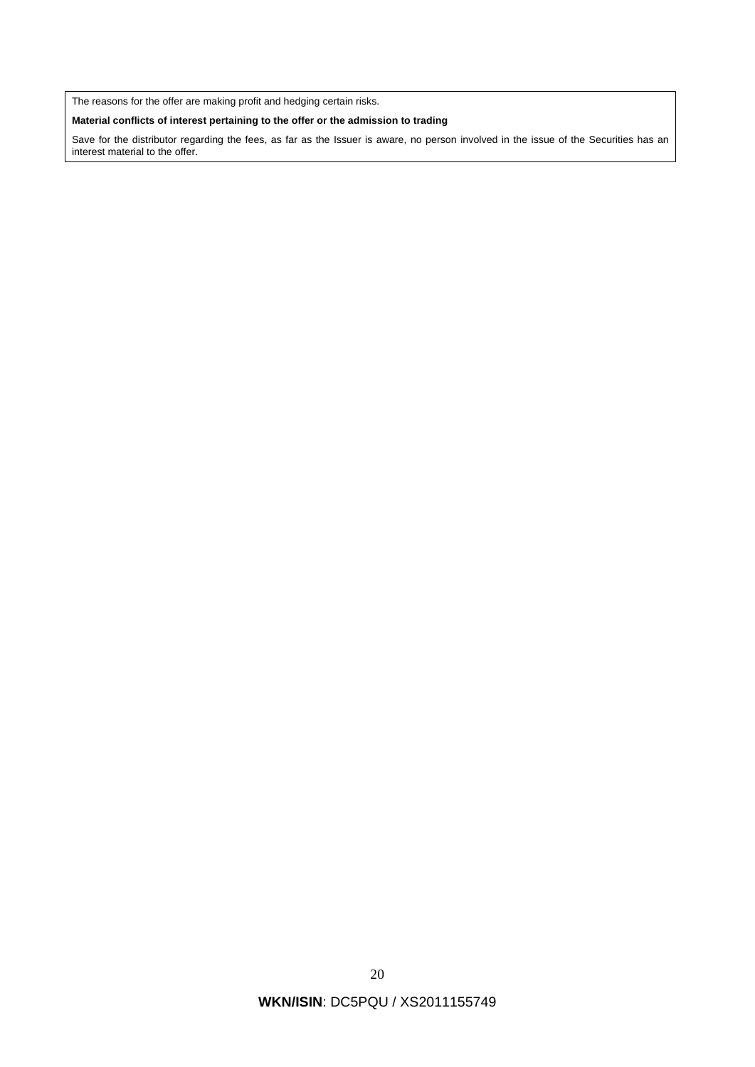The reasons for the offer are making profit and hedging certain risks.

**Material conflicts of interest pertaining to the offer or the admission to trading**

Save for the distributor regarding the fees, as far as the Issuer is aware, no person involved in the issue of the Securities has an interest material to the offer.